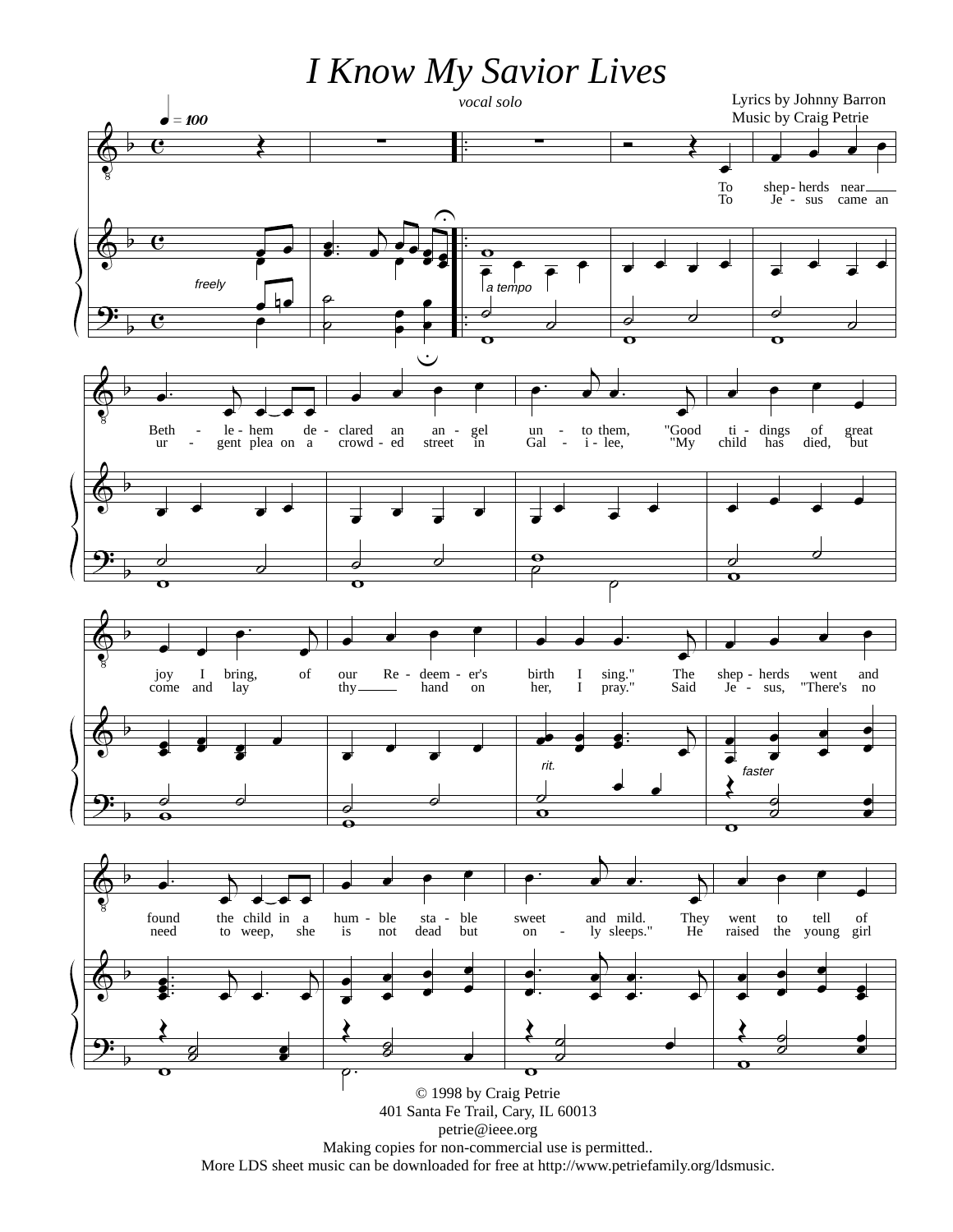# I Know My Savior Lives

*vocal solo*

Lyrics by Johnny Barron
Music by Craig Petrie

© 1998 by Craig Petrie
401 Santa Fe Trail, Cary, IL 60013
petrie@ieee.org
Making copies for non-commercial use is permitted..
More LDS sheet music can be downloaded for free at http://www.petriefamily.org/ldsmusic.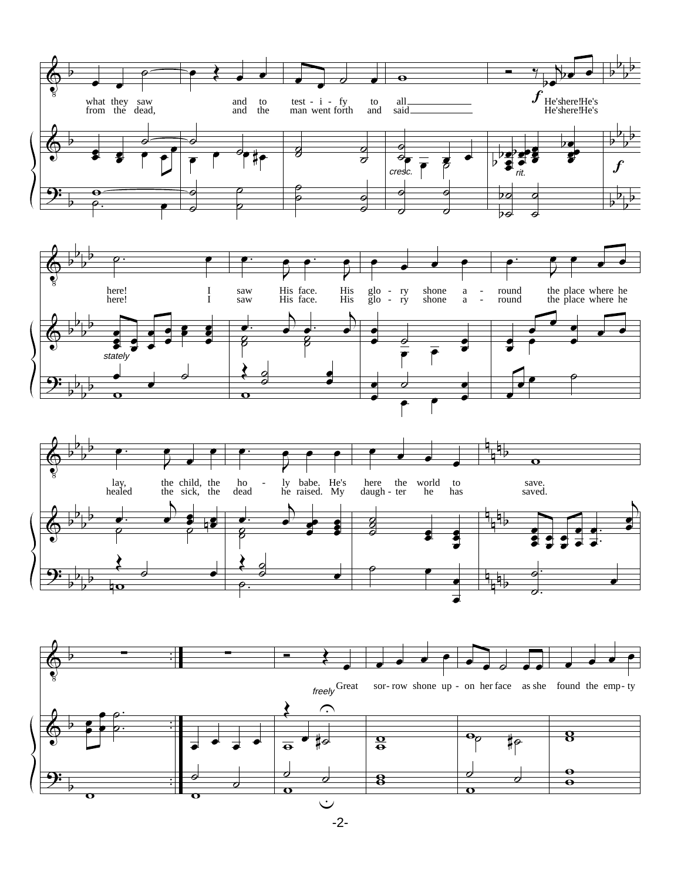what they saw and to test - i - fy to all He's here! He's
from the dead, and the man went forth and said He's here! He's

*cresc.* *rit.* ***f***

here! I saw His face. His glo - ry shone a - round the place where he
here! I saw His face. His glo - ry shone a - round the place where he

*stately*

lay, the child, the ho - ly babe. He's here the world to save.
healed the sick, the dead he raised. My daugh - ter he has saved.

*freely* Great sor - row shone up - on her face as she found the emp - ty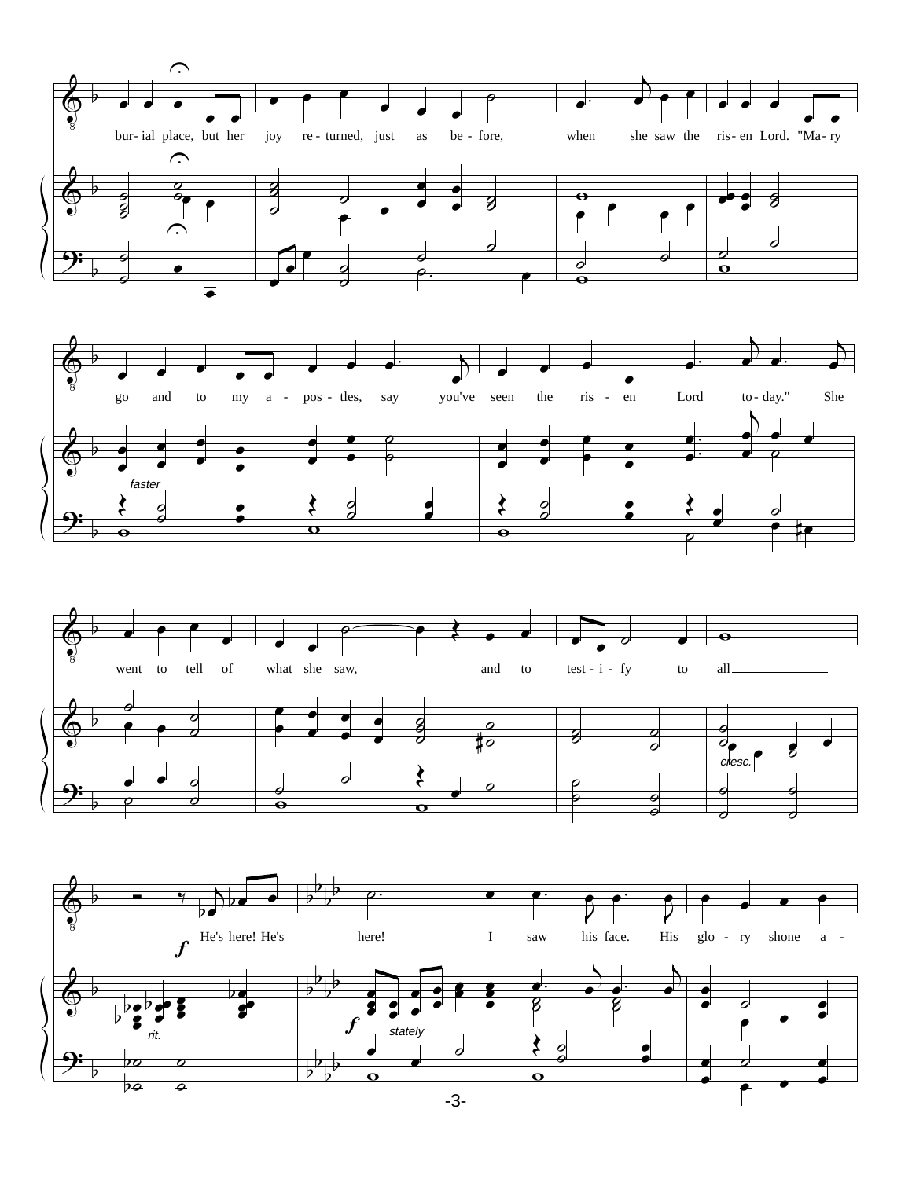bur - ial place, but her joy re - turned, just as be - fore, when she saw the ris - en Lord. "Ma - ry

go and to my a - pos - tles, say you've seen the ris - en Lord to - day." She

*faster*

went to tell of what she saw, and to test - i - fy to all\_\_\_\_\_\_\_\_\_\_\_\_

*cresc.*

***f*** He's here! He's here! I saw his face. His glo - ry shone a -

*rit.* ***f*** *stately*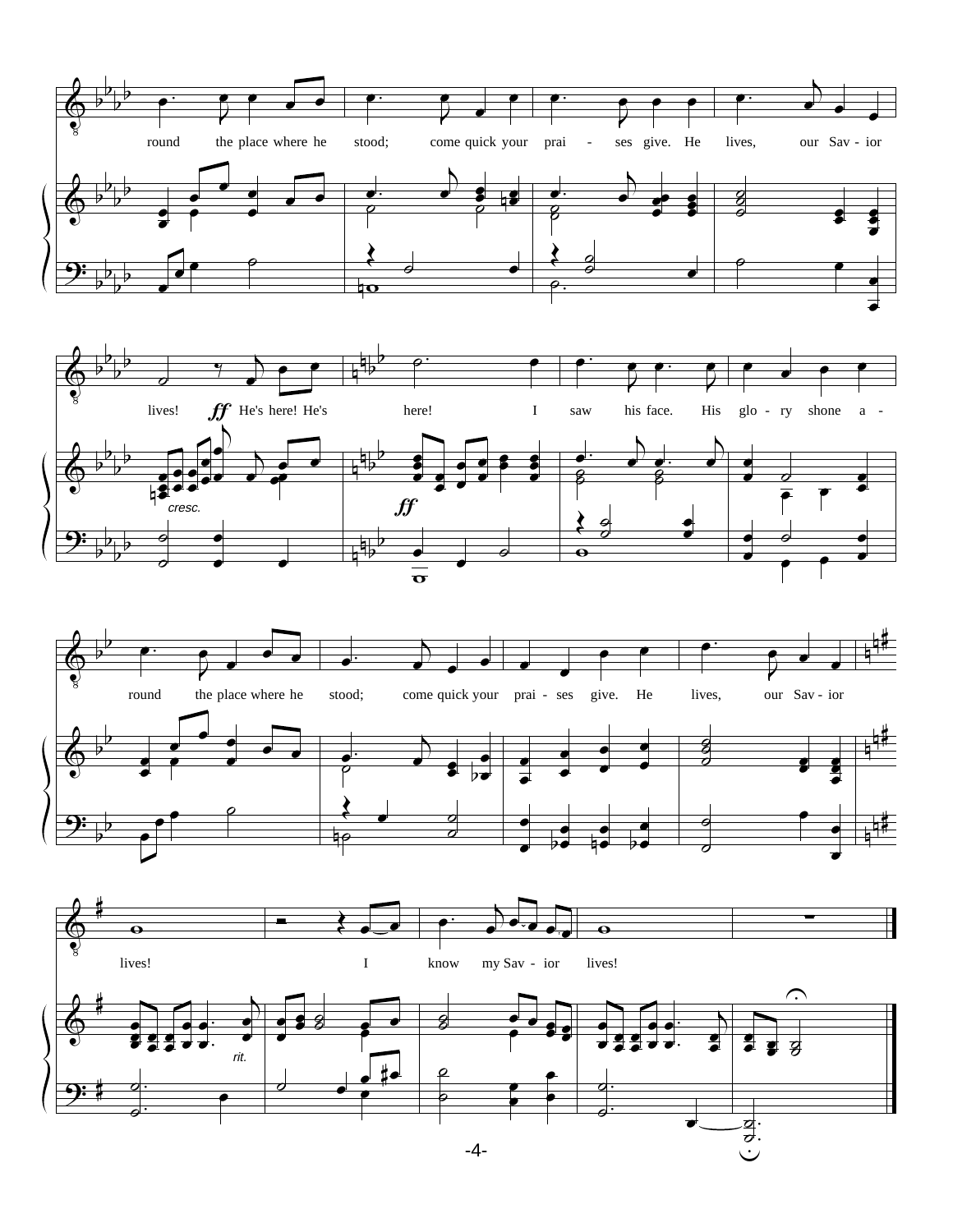round the place where he stood; come quick your prai - ses give. He lives, our Sav - ior

lives! *ff* He's here! He's here! I saw his face. His glo - ry shone a -

*cresc.* *ff*

round the place where he stood; come quick your prai - ses give. He lives, our Sav - ior

lives! I know my Sav - ior lives!

*rit.*